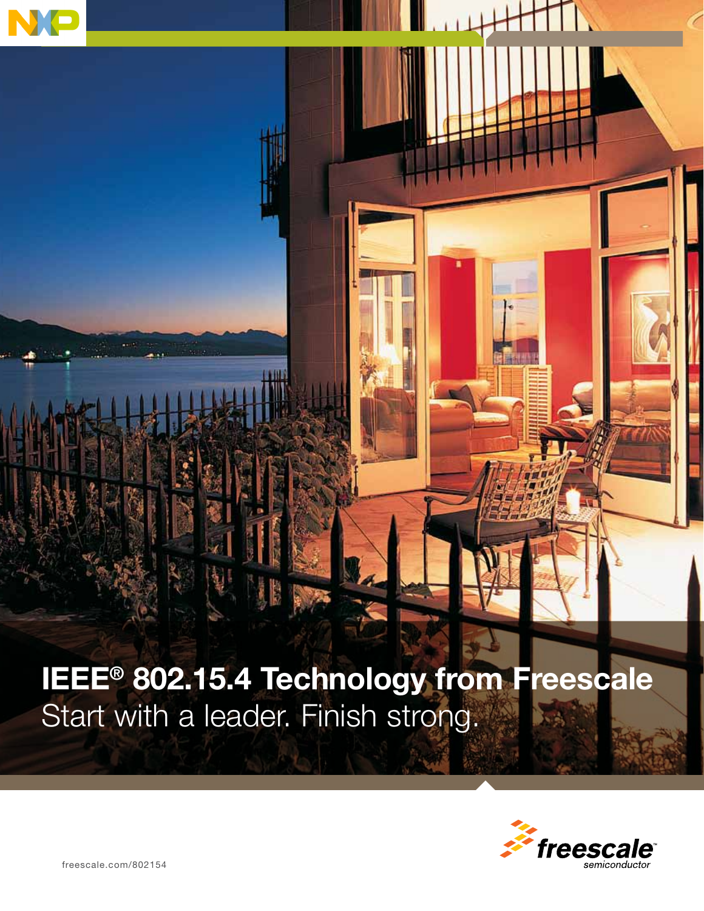# IEEE® 802.15.4 Technology from Freescale

Start with a leader. Finish strong.

freescale.com/802154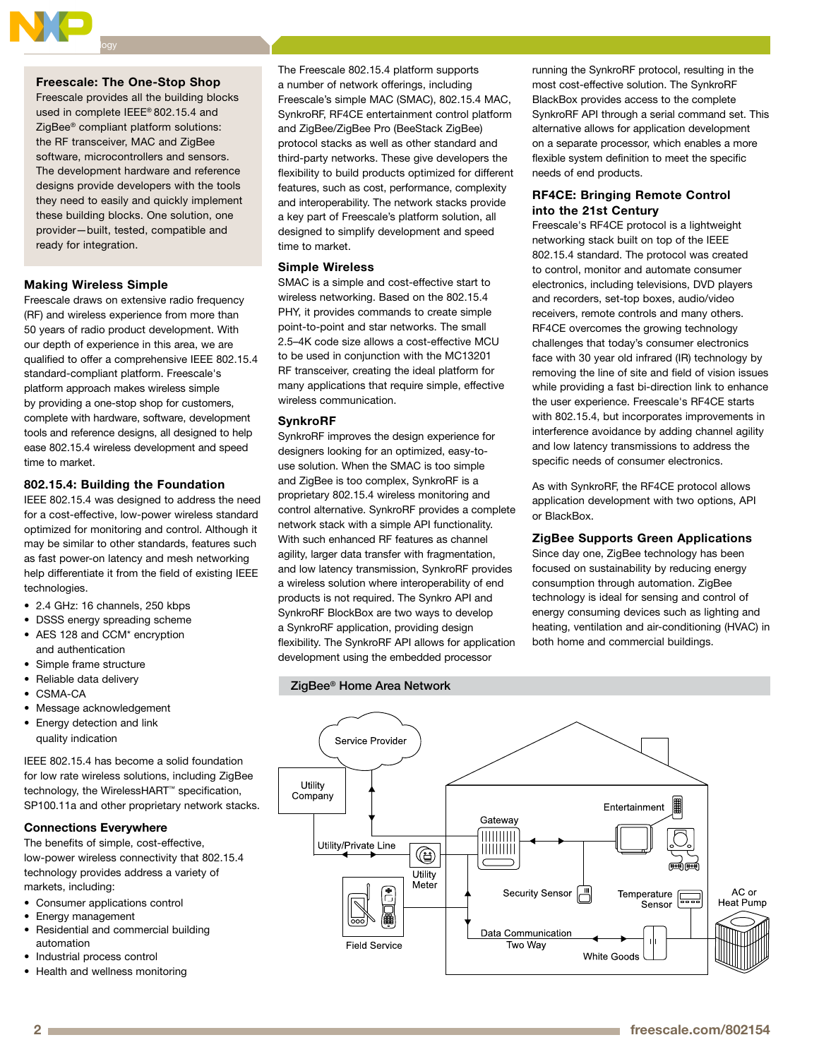## Freescale: The One-Stop Shop

Freescale provides all the building blocks used in complete IEEE® 802.15.4 and ZigBee® compliant platform solutions: the RF transceiver, MAC and ZigBee software, microcontrollers and sensors. The development hardware and reference designs provide developers with the tools they need to easily and quickly implement these building blocks. One solution, one provider—built, tested, compatible and ready for integration.

## Making Wireless Simple

Freescale draws on extensive radio frequency (RF) and wireless experience from more than 50 years of radio product development. With our depth of experience in this area, we are qualified to offer a comprehensive IEEE 802.15.4 standard-compliant platform. Freescale's platform approach makes wireless simple by providing a one-stop shop for customers, complete with hardware, software, development tools and reference designs, all designed to help ease 802.15.4 wireless development and speed time to market.

## 802.15.4: Building the Foundation

IEEE 802.15.4 was designed to address the need for a cost-effective, low-power wireless standard optimized for monitoring and control. Although it may be similar to other standards, features such as fast power-on latency and mesh networking help differentiate it from the field of existing IEEE technologies.

- 2.4 GHz: 16 channels, 250 kbps
- DSSS energy spreading scheme
- AES 128 and CCM* encryption and authentication
- Simple frame structure
- Reliable data delivery
- CSMA-CA
- Message acknowledgement
- Energy detection and link quality indication

IEEE 802.15.4 has become a solid foundation for low rate wireless solutions, including ZigBee technology, the WirelessHART™ specification, SP100.11a and other proprietary network stacks.

## Connections Everywhere

The benefits of simple, cost-effective, low-power wireless connectivity that 802.15.4 technology provides address a variety of markets, including:

- Consumer applications control
- Energy management
- Residential and commercial building automation
- Industrial process control
- Health and wellness monitoring

The Freescale 802.15.4 platform supports a number of network offerings, including Freescale's simple MAC (SMAC), 802.15.4 MAC, SynkroRF, RF4CE entertainment control platform and ZigBee/ZigBee Pro (BeeStack ZigBee) protocol stacks as well as other standard and third-party networks. These give developers the flexibility to build products optimized for different features, such as cost, performance, complexity and interoperability. The network stacks provide a key part of Freescale's platform solution, all designed to simplify development and speed time to market.

## Simple Wireless

SMAC is a simple and cost-effective start to wireless networking. Based on the 802.15.4 PHY, it provides commands to create simple point-to-point and star networks. The small 2.5–4K code size allows a cost-effective MCU to be used in conjunction with the MC13201 RF transceiver, creating the ideal platform for many applications that require simple, effective wireless communication.

## SynkroRF

SynkroRF improves the design experience for designers looking for an optimized, easy-to-use solution. When the SMAC is too simple and ZigBee is too complex, SynkroRF is a proprietary 802.15.4 wireless monitoring and control alternative. SynkroRF provides a complete network stack with a simple API functionality. With such enhanced RF features as channel agility, larger data transfer with fragmentation, and low latency transmission, SynkroRF provides a wireless solution where interoperability of end products is not required. The Synkro API and SynkroRF BlockBox are two ways to develop a SynkroRF application, providing design flexibility. The SynkroRF API allows for application development using the embedded processor running the SynkroRF protocol, resulting in the most cost-effective solution. The SynkroRF BlackBox provides access to the complete SynkroRF API through a serial command set. This alternative allows for application development on a separate processor, which enables a more flexible system definition to meet the specific needs of end products.

## RF4CE: Bringing Remote Control into the 21st Century

Freescale's RF4CE protocol is a lightweight networking stack built on top of the IEEE 802.15.4 standard. The protocol was created to control, monitor and automate consumer electronics, including televisions, DVD players and recorders, set-top boxes, audio/video receivers, remote controls and many others. RF4CE overcomes the growing technology challenges that today's consumer electronics face with 30 year old infrared (IR) technology by removing the line of site and field of vision issues while providing a fast bi-direction link to enhance the user experience. Freescale's RF4CE starts with 802.15.4, but incorporates improvements in interference avoidance by adding channel agility and low latency transmissions to address the specific needs of consumer electronics.

As with SynkroRF, the RF4CE protocol allows application development with two options, API or BlackBox.

## ZigBee Supports Green Applications

Since day one, ZigBee technology has been focused on sustainability by reducing energy consumption through automation. ZigBee technology is ideal for sensing and control of energy consuming devices such as lighting and heating, ventilation and air-conditioning (HVAC) in both home and commercial buildings.

### ZigBee® Home Area Network

Service Provider · Utility Company · Utility/Private Line · Utility Meter · Field Service · Gateway · Entertainment · Security Sensor · Temperature Sensor · AC or Heat Pump · Data Communication Two Way · White Goods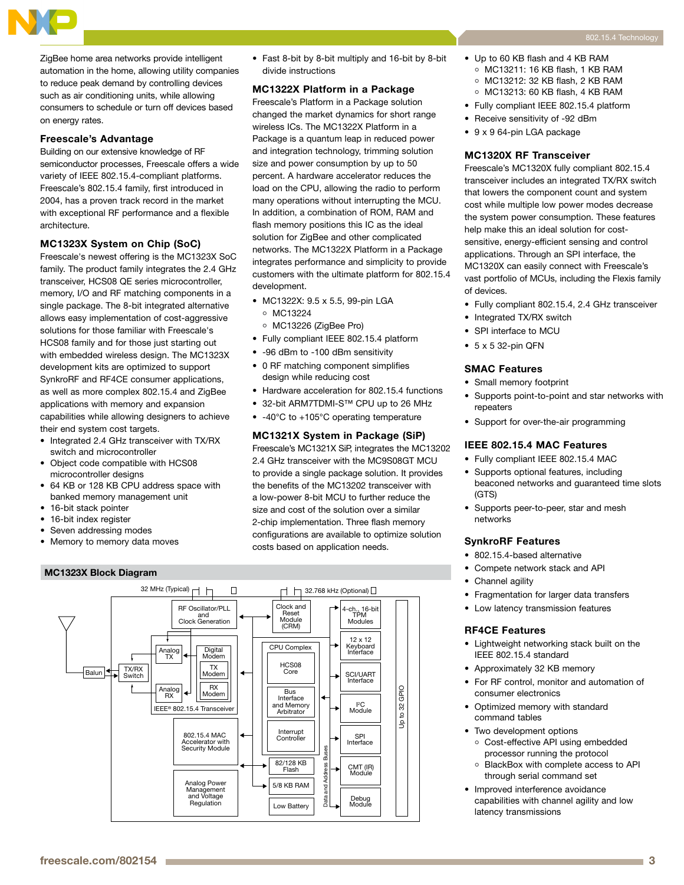ZigBee home area networks provide intelligent automation in the home, allowing utility companies to reduce peak demand by controlling devices such as air conditioning units, while allowing consumers to schedule or turn off devices based on energy rates.

### Freescale's Advantage

Building on our extensive knowledge of RF semiconductor processes, Freescale offers a wide variety of IEEE 802.15.4-compliant platforms. Freescale's 802.15.4 family, first introduced in 2004, has a proven track record in the market with exceptional RF performance and a flexible architecture.

### MC1323X System on Chip (SoC)

Freescale's newest offering is the MC1323X SoC family. The product family integrates the 2.4 GHz transceiver, HCS08 QE series microcontroller, memory, I/O and RF matching components in a single package. The 8-bit integrated alternative allows easy implementation of cost-aggressive solutions for those familiar with Freescale's HCS08 family and for those just starting out with embedded wireless design. The MC1323X development kits are optimized to support SynkroRF and RF4CE consumer applications, as well as more complex 802.15.4 and ZigBee applications with memory and expansion capabilities while allowing designers to achieve their end system cost targets.

- Integrated 2.4 GHz transceiver with TX/RX switch and microcontroller
- Object code compatible with HCS08 microcontroller designs
- 64 KB or 128 KB CPU address space with banked memory management unit
- 16-bit stack pointer
- 16-bit index register
- Seven addressing modes
- Memory to memory data moves
- Fast 8-bit by 8-bit multiply and 16-bit by 8-bit divide instructions

### MC1322X Platform in a Package

Freescale's Platform in a Package solution changed the market dynamics for short range wireless ICs. The MC1322X Platform in a Package is a quantum leap in reduced power and integration technology, trimming solution size and power consumption by up to 50 percent. A hardware accelerator reduces the load on the CPU, allowing the radio to perform many operations without interrupting the MCU. In addition, a combination of ROM, RAM and flash memory positions this IC as the ideal solution for ZigBee and other complicated networks. The MC1322X Platform in a Package integrates performance and simplicity to provide customers with the ultimate platform for 802.15.4 development.

- MC1322X: 9.5 x 5.5, 99-pin LGA
  - MC13224
  - MC13226 (ZigBee Pro)
- Fully compliant IEEE 802.15.4 platform
- -96 dBm to -100 dBm sensitivity
- 0 RF matching component simplifies design while reducing cost
- Hardware acceleration for 802.15.4 functions
- 32-bit ARM7TDMI-S™ CPU up to 26 MHz
- -40°C to +105°C operating temperature

### MC1321X System in Package (SiP)

Freescale's MC1321X SiP, integrates the MC13202 2.4 GHz transceiver with the MC9S08GT MCU to provide a single package solution. It provides the benefits of the MC13202 transceiver with a low-power 8-bit MCU to further reduce the size and cost of the solution over a similar 2-chip implementation. Three flash memory configurations are available to optimize solution costs based on application needs.

- Up to 60 KB flash and 4 KB RAM
  - MC13211: 16 KB flash, 1 KB RAM
  - MC13212: 32 KB flash, 2 KB RAM
  - MC13213: 60 KB flash, 4 KB RAM
- Fully compliant IEEE 802.15.4 platform
- Receive sensitivity of -92 dBm
- 9 x 9 64-pin LGA package

### MC1320X RF Transceiver

Freescale's MC1320X fully compliant 802.15.4 transceiver includes an integrated TX/RX switch that lowers the component count and system cost while multiple low power modes decrease the system power consumption. These features help make this an ideal solution for cost-sensitive, energy-efficient sensing and control applications. Through an SPI interface, the MC1320X can easily connect with Freescale's vast portfolio of MCUs, including the Flexis family of devices.

- Fully compliant 802.15.4, 2.4 GHz transceiver
- Integrated TX/RX switch
- SPI interface to MCU
- 5 x 5 32-pin QFN

### SMAC Features

- Small memory footprint
- Supports point-to-point and star networks with repeaters
- Support for over-the-air programming

### IEEE 802.15.4 MAC Features

- Fully compliant IEEE 802.15.4 MAC
- Supports optional features, including beaconed networks and guaranteed time slots (GTS)
- Supports peer-to-peer, star and mesh networks

### SynkroRF Features

- 802.15.4-based alternative
- Compete network stack and API
- Channel agility
- Fragmentation for larger data transfers
- Low latency transmission features

### RF4CE Features

- Lightweight networking stack built on the IEEE 802.15.4 standard
- Approximately 32 KB memory
- For RF control, monitor and automation of consumer electronics
- Optimized memory with standard command tables
- Two development options
  - Cost-effective API using embedded processor running the protocol
  - BlackBox with complete access to API through serial command set
- Improved interference avoidance capabilities with channel agility and low latency transmissions

### MC1323X Block Diagram

32 MHz (Typical) | 32.768 kHz (Optional)

Balun | TX/RX Switch | Analog TX | Analog RX | Digital Modem | TX Modem | RX Modem | IEEE® 802.15.4 Transceiver | RF Oscillator/PLL and Clock Generation | Clock and Reset Module (CRM) | 802.15.4 MAC Accelerator with Security Module | Analog Power Management and Voltage Regulation | CPU Complex | HCS08 Core | Bus Interface and Memory Arbitrator | Interrupt Controller | 82/128 KB Flash | 5/8 KB RAM | Low Battery | Data and Address Buses | 4-ch., 16-bit TPM Modules | 12 x 12 Keyboard Interface | SCI/UART Interface | I²C Module | SPI Interface | CMT (IR) Module | Debug Module | Up to 32 GPIO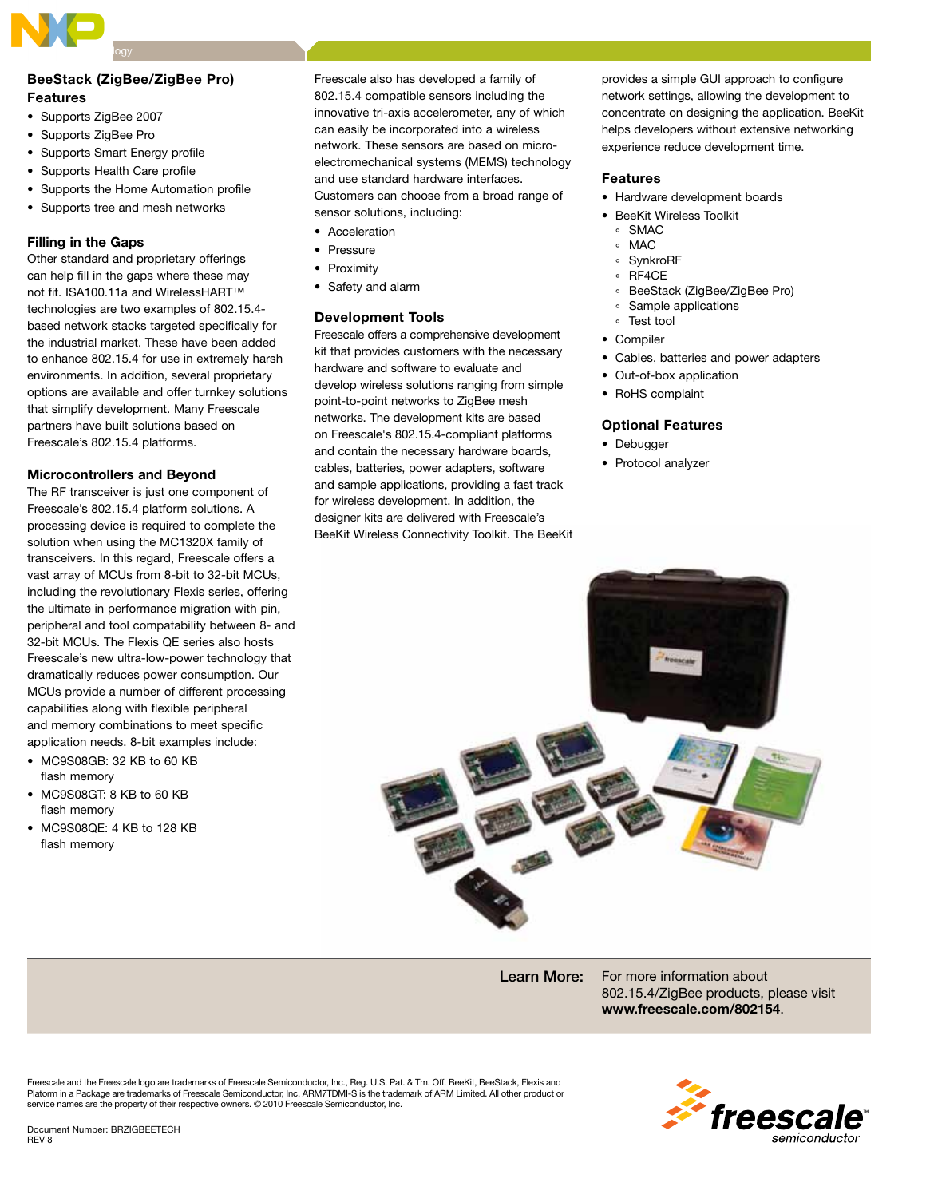## BeeStack (ZigBee/ZigBee Pro) Features

- Supports ZigBee 2007
- Supports ZigBee Pro
- Supports Smart Energy profile
- Supports Health Care profile
- Supports the Home Automation profile
- Supports tree and mesh networks

### Filling in the Gaps

Other standard and proprietary offerings can help fill in the gaps where these may not fit. ISA100.11a and WirelessHART™ technologies are two examples of 802.15.4-based network stacks targeted specifically for the industrial market. These have been added to enhance 802.15.4 for use in extremely harsh environments. In addition, several proprietary options are available and offer turnkey solutions that simplify development. Many Freescale partners have built solutions based on Freescale's 802.15.4 platforms.

### Microcontrollers and Beyond

The RF transceiver is just one component of Freescale's 802.15.4 platform solutions. A processing device is required to complete the solution when using the MC1320X family of transceivers. In this regard, Freescale offers a vast array of MCUs from 8-bit to 32-bit MCUs, including the revolutionary Flexis series, offering the ultimate in performance migration with pin, peripheral and tool compatability between 8- and 32-bit MCUs. The Flexis QE series also hosts Freescale's new ultra-low-power technology that dramatically reduces power consumption. Our MCUs provide a number of different processing capabilities along with flexible peripheral and memory combinations to meet specific application needs. 8-bit examples include:

- MC9S08GB: 32 KB to 60 KB flash memory
- MC9S08GT: 8 KB to 60 KB flash memory
- MC9S08QE: 4 KB to 128 KB flash memory

Freescale also has developed a family of 802.15.4 compatible sensors including the innovative tri-axis accelerometer, any of which can easily be incorporated into a wireless network. These sensors are based on micro-electromechanical systems (MEMS) technology and use standard hardware interfaces. Customers can choose from a broad range of sensor solutions, including:

- Acceleration
- Pressure
- Proximity
- Safety and alarm

### Development Tools

Freescale offers a comprehensive development kit that provides customers with the necessary hardware and software to evaluate and develop wireless solutions ranging from simple point-to-point networks to ZigBee mesh networks. The development kits are based on Freescale's 802.15.4-compliant platforms and contain the necessary hardware boards, cables, batteries, power adapters, software and sample applications, providing a fast track for wireless development. In addition, the designer kits are delivered with Freescale's BeeKit Wireless Connectivity Toolkit. The BeeKit provides a simple GUI approach to configure network settings, allowing the development to concentrate on designing the application. BeeKit helps developers without extensive networking experience reduce development time.

### Features

- Hardware development boards
- BeeKit Wireless Toolkit
  - SMAC
  - MAC
  - SynkroRF
  - RF4CE
  - BeeStack (ZigBee/ZigBee Pro)
  - Sample applications
  - Test tool
- Compiler
- Cables, batteries and power adapters
- Out-of-box application
- RoHS complaint

### Optional Features

- Debugger
- Protocol analyzer

**Learn More:** For more information about 802.15.4/ZigBee products, please visit **www.freescale.com/802154**.

Freescale and the Freescale logo are trademarks of Freescale Semiconductor, Inc., Reg. U.S. Pat. & Tm. Off. BeeKit, BeeStack, Flexis and Platorm in a Package are trademarks of Freescale Semiconductor, Inc. ARM7TDMI-S is the trademark of ARM Limited. All other product or service names are the property of their respective owners. © 2010 Freescale Semiconductor, Inc.

Document Number: BRZIGBEETECH
REV 8